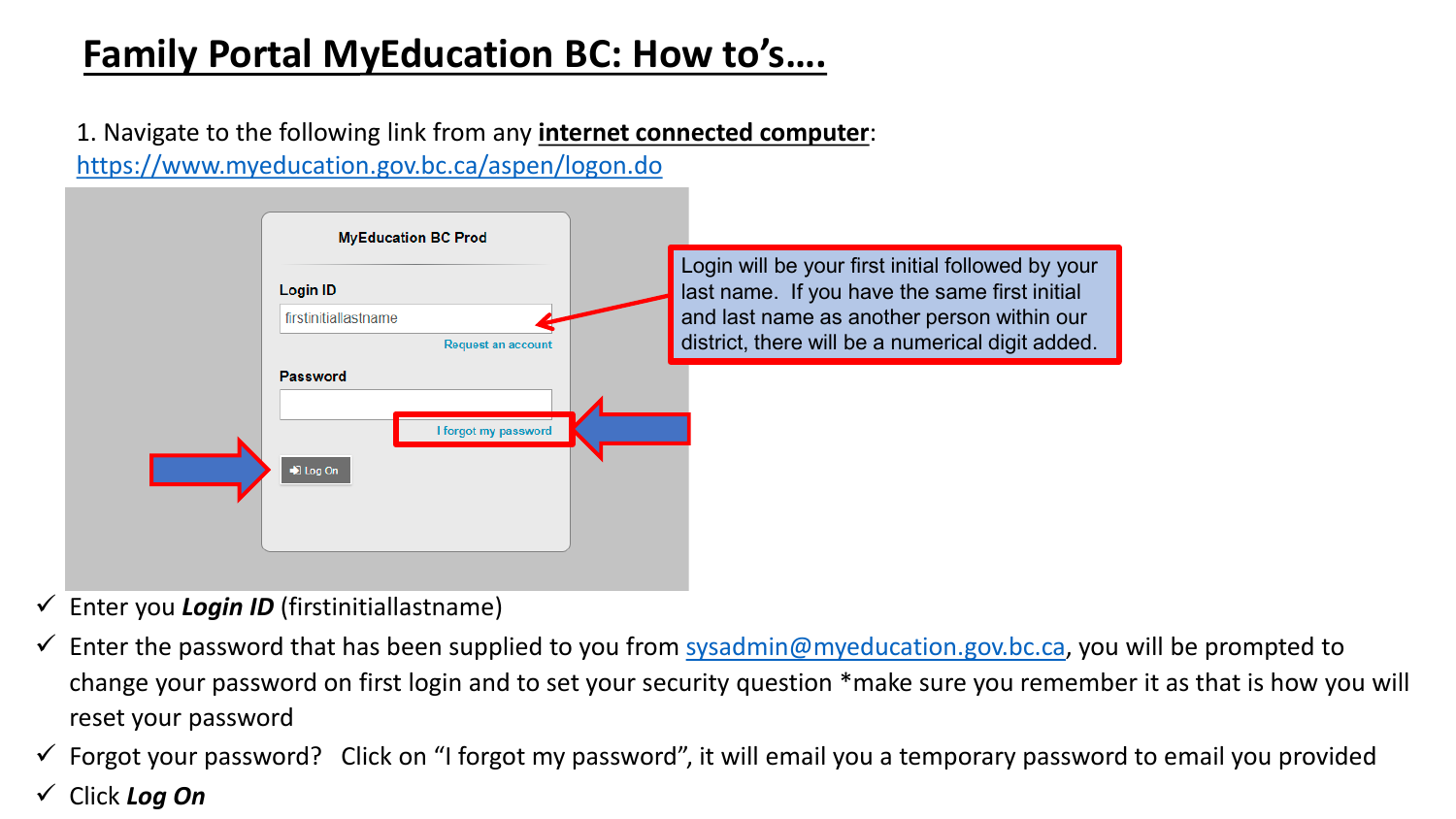# Family Portal MyEducation BC: How to's….

1. Navigate to the following link from any **internet connected computer**: https://www.myeducation.gov.bc.ca/aspen/logon.do

MyEducation BC Prod

Login ID

firstinitiallastname

Request an account

Password

I forgot my password

Log On

Login will be your first initial followed by your last name. If you have the same first initial and last name as another person within our district, there will be a numerical digit added.

- ✓ Enter you ***Login ID*** (firstinitiallastname)
- ✓ Enter the password that has been supplied to you from sysadmin@myeducation.gov.bc.ca, you will be prompted to change your password on first login and to set your security question *make sure you remember it as that is how you will reset your password
- ✓ Forgot your password? Click on "I forgot my password", it will email you a temporary password to email you provided
- ✓ Click ***Log On***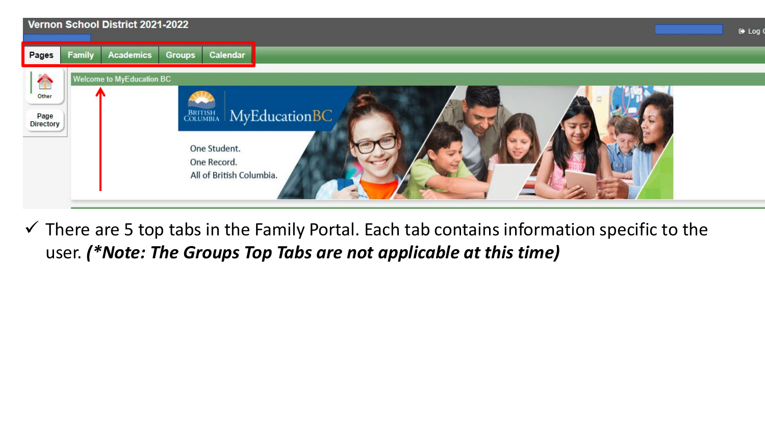- ✓ There are 5 top tabs in the Family Portal. Each tab contains information specific to the user. ***(*Note: The Groups Top Tabs are not applicable at this time)***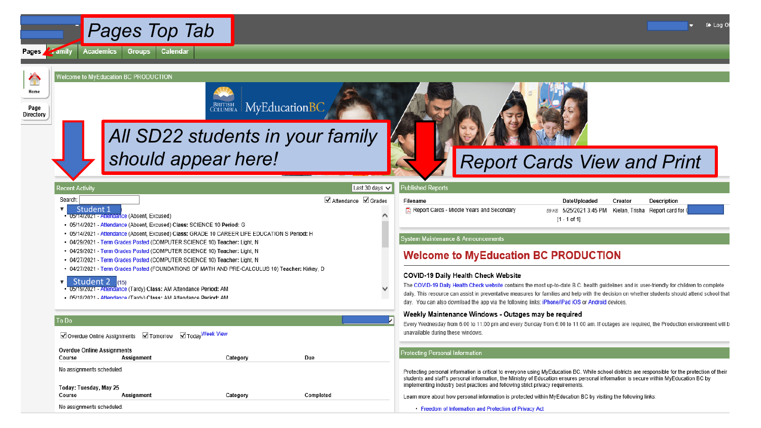Pages Top Tab

Pages | Family | Academics | Groups | Calendar

Home

Page Directory

Welcome to MyEducation BC PRODUCTION

All SD22 students in your family should appear here!

Report Cards View and Print

## Recent Activity

Last 30 days

Search:

Attendance Grades

- Student 1
  - 05/14/2021 - Attendance (Absent, Excused)
  - 05/14/2021 - Attendance (Absent, Excused) **Class:** SCIENCE 10 **Period:** G
  - 05/14/2021 - Attendance (Absent, Excused) **Class:** GRADE 10 CAREER LIFE EDUCATION S **Period:** H
  - 04/29/2021 - Term Grades Posted (COMPUTER SCIENCE 10) Teacher: Light, N
  - 04/29/2021 - Term Grades Posted (COMPUTER SCIENCE 10) Teacher: Light, N
  - 04/27/2021 - Term Grades Posted (COMPUTER SCIENCE 10) Teacher: Light, N
  - 04/27/2021 - Term Grades Posted (FOUNDATIONS OF MATH AND PRE-CALCULUS 10) Teacher: Kirkey, D
- Student 2 (15)
  - 05/19/2021 - Attendance (Tardy) **Class:** AM Attendance **Period:** AM
  - 05/18/2021 - Attendance (Tardy) **Class:** AM Attendance **Period:** AM

## To Do

Overdue Online Assignments Tomorrow Today Week View

**Overdue Online Assignments**

| Course | Assignment | Category | Due |
|---|---|---|---|

No assignments scheduled.

**Today: Tuesday, May 25**

| Course | Assignment | Category | Completed |
|---|---|---|---|

No assignments scheduled.

## Published Reports

| Filename | DateUploaded | Creator | Description |
|---|---|---|---|
| Report Cards - Middle Years and Secondary 59 KB | 5/25/2021 3:45 PM | Kielan, Trisha | Report card for |

[1 - 1 of 1]

## System Maintenance & Announcements

# Welcome to MyEducation BC PRODUCTION

**COVID-19 Daily Health Check Website**

The COVID-19 Daily Health Check website contains the most up-to-date B.C. health guidelines and is user-friendly for children to complete daily. This resource can assist in preventative measures for families and help with the decision on whether students should attend school that day. You can also download the app via the following links: iPhone/iPad iOS or Android devices.

**Weekly Maintenance Windows - Outages may be required**

Every Wednesday from 6:00 to 11:00 pm and every Sunday from 6:00 to 11:00 am. If outages are required, the Production environment will b unavailable during these windows.

## Protecting Personal Information

Protecting personal information is critical to everyone using MyEducation BC. While school districts are responsible for the protection of their students and staff's personal information, the Ministry of Education ensures personal information is secure within MyEducation BC by implementing industry best practices and following strict privacy requirements.

Learn more about how personal information is protected within MyEducation BC by visiting the following links:

- Freedom of Information and Protection of Privacy Act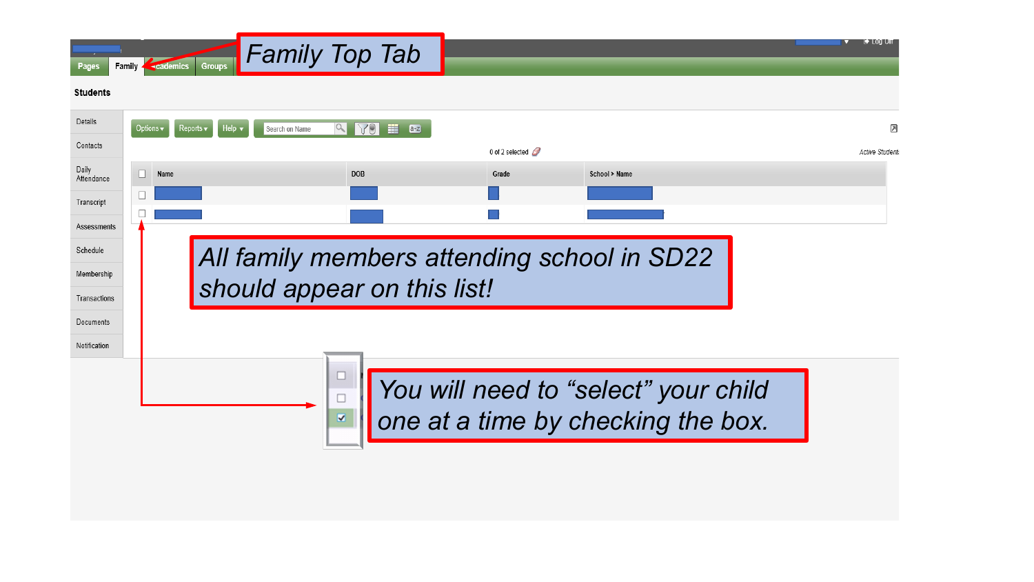Family Top Tab

Pages | Family | Academics | Groups

**Students**

- Details
- Contacts
- Daily Attendance
- Transcript
- Assessments
- Schedule
- Membership
- Transactions
- Documents
- Notification

Options ▾ | Reports ▾ | Help ▾ | Search on Name

0 of 2 selected

Active Students

| | Name | DOB | Grade | School > Name |
|---|---|---|---|---|
| ☐ | | | | |
| ☐ | | | | |

*All family members attending school in SD22 should appear on this list!*

*You will need to "select" your child one at a time by checking the box.*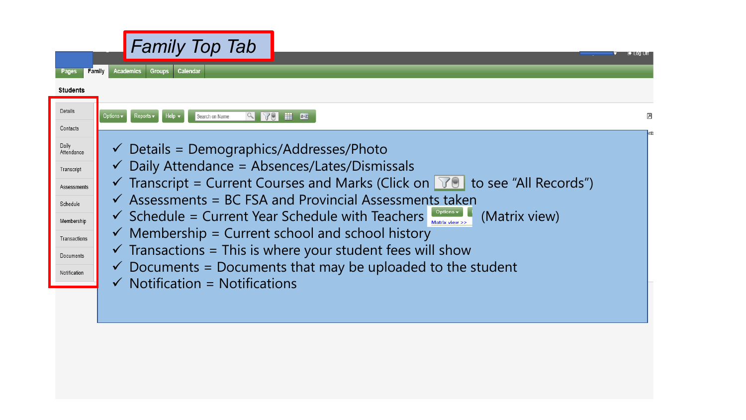# Family Top Tab

Pages | Family | Academics | Groups | Calendar

**Students**

- Details
- Contacts
- Daily Attendance
- Transcript
- Assessments
- Schedule
- Membership
- Transactions
- Documents
- Notification

Options ▾ | Reports ▾ | Help ▾ | Search on Name

- ✓ Details = Demographics/Addresses/Photo
- ✓ Daily Attendance = Absences/Lates/Dismissals
- ✓ Transcript = Current Courses and Marks (Click on [filter icon] to see "All Records")
- ✓ Assessments = BC FSA and Provincial Assessments taken
- ✓ Schedule = Current Year Schedule with Teachers [Options ▾ Matrix view >>] (Matrix view)
- ✓ Membership = Current school and school history
- ✓ Transactions = This is where your student fees will show
- ✓ Documents = Documents that may be uploaded to the student
- ✓ Notification = Notifications